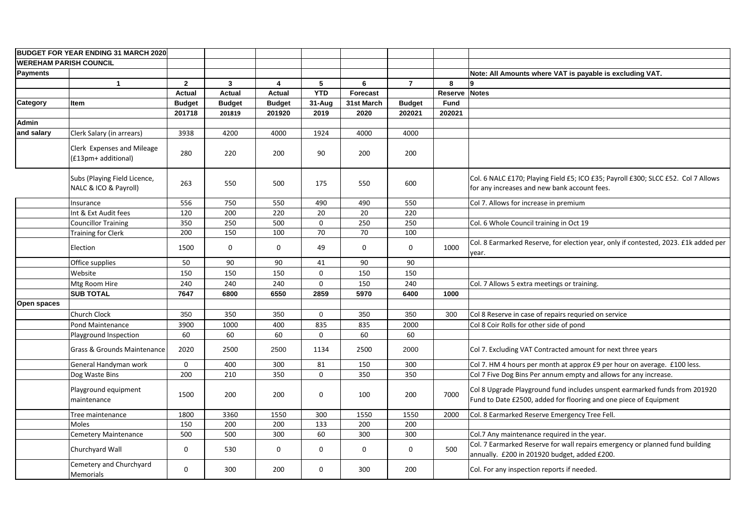| BUDGET FOR YEAR ENDING 31 MARCH 2020 | | | | | | | | | |
|---|---|---|---|---|---|---|---|---|---|
| **WEREHAM PARISH COUNCIL** | | | | | | | | | |
| **Payments** | | | | | | | | | **Note: All Amounts where VAT is payable is excluding VAT.** |
| | **1** | **2** | **3** | **4** | **5** | **6** | **7** | **8** | **9** |
| | | **Actual** | **Actual** | **Actual** | **YTD** | **Forecast** | | **Reserve** | **Notes** |
| **Category** | **Item** | **Budget** | **Budget** | **Budget** | **31-Aug** | **31st March** | **Budget** | **Fund** | |
| | | **201718** | **201819** | **201920** | **2019** | **2020** | **202021** | **202021** | |
| **Admin** | | | | | | | | | |
| **and salary** | Clerk Salary (in arrears) | 3938 | 4200 | 4000 | 1924 | 4000 | 4000 | | |
| | Clerk Expenses and Mileage (£13pm+ additional) | 280 | 220 | 200 | 90 | 200 | 200 | | |
| | Subs (Playing Field Licence, NALC & ICO & Payroll) | 263 | 550 | 500 | 175 | 550 | 600 | | Col. 6 NALC £170; Playing Field £5; ICO £35; Payroll £300; SLCC £52. Col 7 Allows for any increases and new bank account fees. |
| | Insurance | 556 | 750 | 550 | 490 | 490 | 550 | | Col 7. Allows for increase in premium |
| | Int & Ext Audit fees | 120 | 200 | 220 | 20 | 20 | 220 | | |
| | Councillor Training | 350 | 250 | 500 | 0 | 250 | 250 | | Col. 6 Whole Council training in Oct 19 |
| | Training for Clerk | 200 | 150 | 100 | 70 | 70 | 100 | | |
| | Election | 1500 | 0 | 0 | 49 | 0 | 0 | 1000 | Col. 8 Earmarked Reserve, for election year, only if contested, 2023. £1k added per year. |
| | Office supplies | 50 | 90 | 90 | 41 | 90 | 90 | | |
| | Website | 150 | 150 | 150 | 0 | 150 | 150 | | |
| | Mtg Room Hire | 240 | 240 | 240 | 0 | 150 | 240 | | Col. 7 Allows 5 extra meetings or training. |
| | **SUB TOTAL** | **7647** | **6800** | **6550** | **2859** | **5970** | **6400** | **1000** | |
| **Open spaces** | | | | | | | | | |
| | Church Clock | 350 | 350 | 350 | 0 | 350 | 350 | 300 | Col 8 Reserve in case of repairs requried on service |
| | Pond Maintenance | 3900 | 1000 | 400 | 835 | 835 | 2000 | | Col 8 Coir Rolls for other side of pond |
| | Playground Inspection | 60 | 60 | 60 | 0 | 60 | 60 | | |
| | Grass & Grounds Maintenance | 2020 | 2500 | 2500 | 1134 | 2500 | 2000 | | Col 7. Excluding VAT Contracted amount for next three years |
| | General Handyman work | 0 | 400 | 300 | 81 | 150 | 300 | | Col 7. HM 4 hours per month at approx £9 per hour on average. £100 less. |
| | Dog Waste Bins | 200 | 210 | 350 | 0 | 350 | 350 | | Col 7 Five Dog Bins Per annum empty and allows for any increase. |
| | Playground equipment maintenance | 1500 | 200 | 200 | 0 | 100 | 200 | 7000 | Col 8 Upgrade Playground fund includes unspent earmarked funds from 201920 Fund to Date £2500, added for flooring and one piece of Equipment |
| | Tree maintenance | 1800 | 3360 | 1550 | 300 | 1550 | 1550 | 2000 | Col. 8 Earmarked Reserve Emergency Tree Fell. |
| | Moles | 150 | 200 | 200 | 133 | 200 | 200 | | |
| | Cemetery Maintenance | 500 | 500 | 300 | 60 | 300 | 300 | | Col.7 Any maintenance required in the year. |
| | Churchyard Wall | 0 | 530 | 0 | 0 | 0 | 0 | 500 | Col. 7 Earmarked Reserve for wall repairs emergency or planned fund building annually. £200 in 201920 budget, added £200. |
| | Cemetery and Churchyard Memorials | 0 | 300 | 200 | 0 | 300 | 200 | | Col. For any inspection reports if needed. |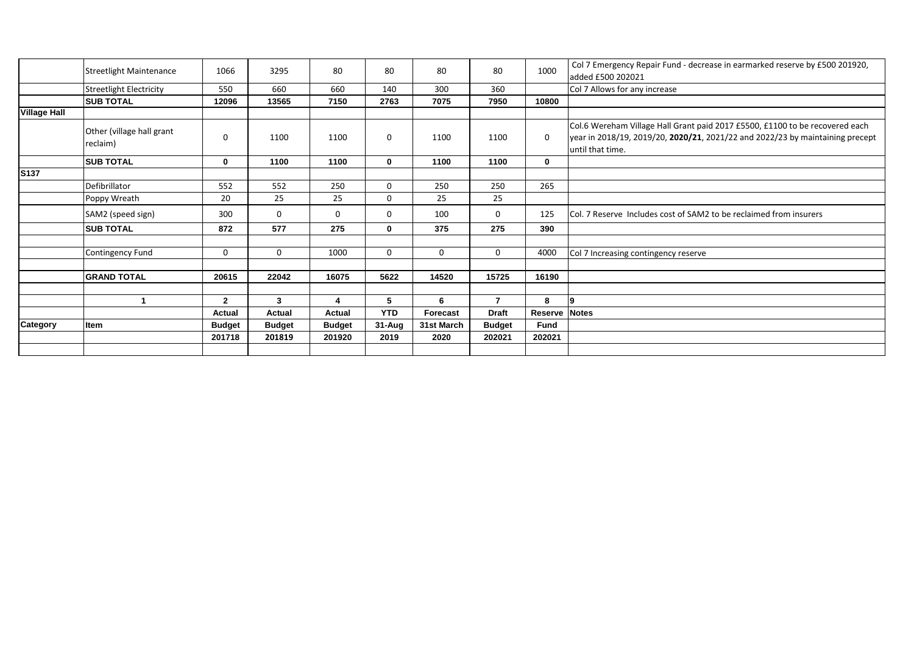| | | | | | | | | | |
|---|---|---|---|---|---|---|---|---|---|
| | Streetlight Maintenance | 1066 | 3295 | 80 | 80 | 80 | 80 | 1000 | Col 7 Emergency Repair Fund - decrease in earmarked reserve by £500 201920, added £500 202021 |
| | Streetlight Electricity | 550 | 660 | 660 | 140 | 300 | 360 | | Col 7 Allows for any increase |
| | **SUB TOTAL** | **12096** | **13565** | **7150** | **2763** | **7075** | **7950** | **10800** | |
| **Village Hall** | | | | | | | | | |
| | Other (village hall grant reclaim) | 0 | 1100 | 1100 | 0 | 1100 | 1100 | 0 | Col.6 Wereham Village Hall Grant paid 2017 £5500, £1100 to be recovered each year in 2018/19, 2019/20, **2020/21**, 2021/22 and 2022/23 by maintaining precept until that time. |
| | **SUB TOTAL** | **0** | **1100** | **1100** | **0** | **1100** | **1100** | **0** | |
| **S137** | | | | | | | | | |
| | Defibrillator | 552 | 552 | 250 | 0 | 250 | 250 | 265 | |
| | Poppy Wreath | 20 | 25 | 25 | 0 | 25 | 25 | | |
| | SAM2 (speed sign) | 300 | 0 | 0 | 0 | 100 | 0 | 125 | Col. 7 Reserve Includes cost of SAM2 to be reclaimed from insurers |
| | **SUB TOTAL** | **872** | **577** | **275** | **0** | **375** | **275** | **390** | |
| | | | | | | | | | |
| | Contingency Fund | 0 | 0 | 1000 | 0 | 0 | 0 | 4000 | Col 7 Increasing contingency reserve |
| | | | | | | | | | |
| | **GRAND TOTAL** | **20615** | **22042** | **16075** | **5622** | **14520** | **15725** | **16190** | |
| | | | | | | | | | |
| | **1** | **2** | **3** | **4** | **5** | **6** | **7** | **8** | **9** |
| | | **Actual** | **Actual** | **Actual** | **YTD** | **Forecast** | **Draft** | **Reserve** | **Notes** |
| **Category** | **Item** | **Budget** | **Budget** | **Budget** | **31-Aug** | **31st March** | **Budget** | **Fund** | |
| | | **201718** | **201819** | **201920** | **2019** | **2020** | **202021** | **202021** | |